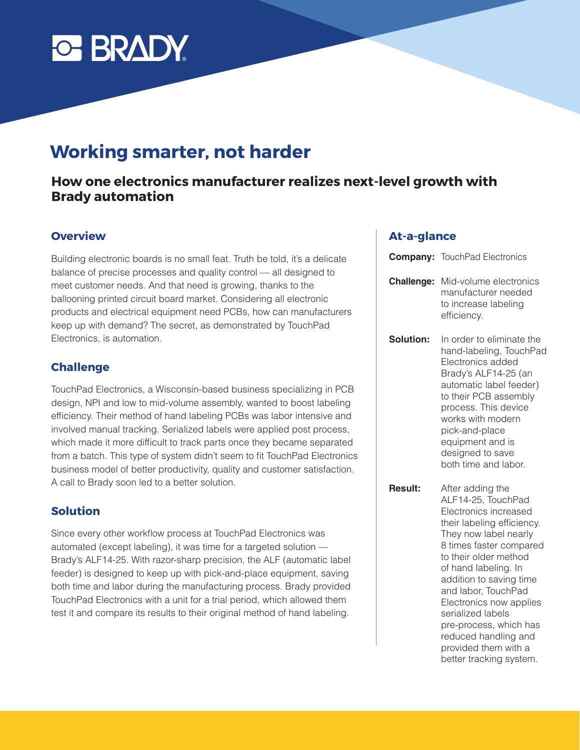BRADY

# Working smarter, not harder

## How one electronics manufacturer realizes next-level growth with Brady automation

### Overview

Building electronic boards is no small feat. Truth be told, it's a delicate balance of precise processes and quality control — all designed to meet customer needs. And that need is growing, thanks to the ballooning printed circuit board market. Considering all electronic products and electrical equipment need PCBs, how can manufacturers keep up with demand? The secret, as demonstrated by TouchPad Electronics, is automation.

### Challenge

TouchPad Electronics, a Wisconsin-based business specializing in PCB design, NPI and low to mid-volume assembly, wanted to boost labeling efficiency. Their method of hand labeling PCBs was labor intensive and involved manual tracking. Serialized labels were applied post process, which made it more difficult to track parts once they became separated from a batch. This type of system didn't seem to fit TouchPad Electronics business model of better productivity, quality and customer satisfaction. A call to Brady soon led to a better solution.

### Solution

Since every other workflow process at TouchPad Electronics was automated (except labeling), it was time for a targeted solution — Brady's ALF14-25. With razor-sharp precision, the ALF (automatic label feeder) is designed to keep up with pick-and-place equipment, saving both time and labor during the manufacturing process. Brady provided TouchPad Electronics with a unit for a trial period, which allowed them test it and compare its results to their original method of hand labeling.

### At-a-glance

**Company:** TouchPad Electronics

**Challenge:** Mid-volume electronics manufacturer needed to increase labeling efficiency.

**Solution:** In order to eliminate the hand-labeling, TouchPad Electronics added Brady's ALF14-25 (an automatic label feeder) to their PCB assembly process. This device works with modern pick-and-place equipment and is designed to save both time and labor.

**Result:** After adding the ALF14-25, TouchPad Electronics increased their labeling efficiency. They now label nearly 8 times faster compared to their older method of hand labeling. In addition to saving time and labor, TouchPad Electronics now applies serialized labels pre-process, which has reduced handling and provided them with a better tracking system.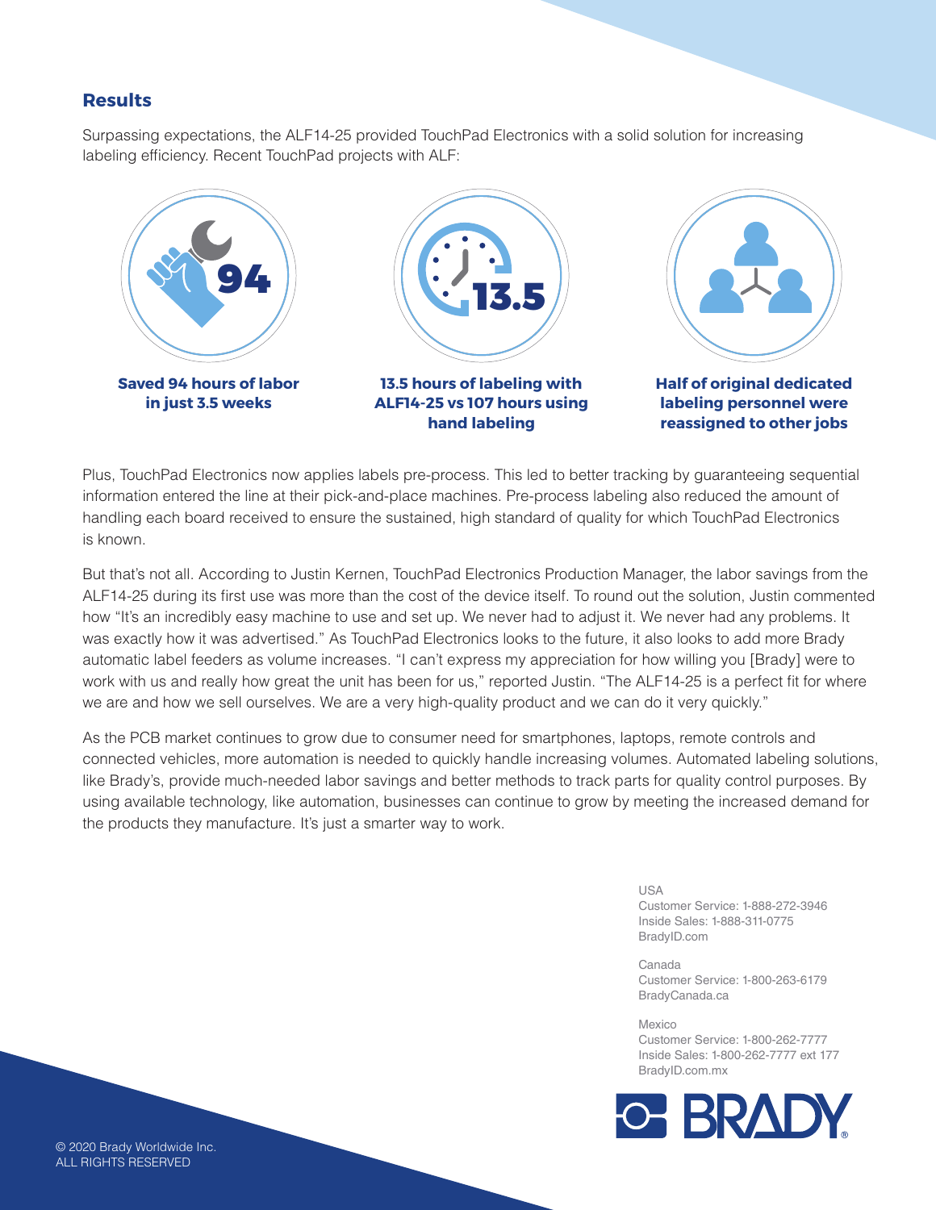## Results

Surpassing expectations, the ALF14-25 provided TouchPad Electronics with a solid solution for increasing labeling efficiency. Recent TouchPad projects with ALF:

94

**Saved 94 hours of labor in just 3.5 weeks**

13.5

**13.5 hours of labeling with ALF14-25 vs 107 hours using hand labeling**

**Half of original dedicated labeling personnel were reassigned to other jobs**

Plus, TouchPad Electronics now applies labels pre-process. This led to better tracking by guaranteeing sequential information entered the line at their pick-and-place machines. Pre-process labeling also reduced the amount of handling each board received to ensure the sustained, high standard of quality for which TouchPad Electronics is known.

But that's not all. According to Justin Kernen, TouchPad Electronics Production Manager, the labor savings from the ALF14-25 during its first use was more than the cost of the device itself. To round out the solution, Justin commented how "It's an incredibly easy machine to use and set up. We never had to adjust it. We never had any problems. It was exactly how it was advertised." As TouchPad Electronics looks to the future, it also looks to add more Brady automatic label feeders as volume increases. "I can't express my appreciation for how willing you [Brady] were to work with us and really how great the unit has been for us," reported Justin. "The ALF14-25 is a perfect fit for where we are and how we sell ourselves. We are a very high-quality product and we can do it very quickly."

As the PCB market continues to grow due to consumer need for smartphones, laptops, remote controls and connected vehicles, more automation is needed to quickly handle increasing volumes. Automated labeling solutions, like Brady's, provide much-needed labor savings and better methods to track parts for quality control purposes. By using available technology, like automation, businesses can continue to grow by meeting the increased demand for the products they manufacture. It's just a smarter way to work.

USA
Customer Service: 1-888-272-3946
Inside Sales: 1-888-311-0775
BradyID.com

Canada
Customer Service: 1-800-263-6179
BradyCanada.ca

Mexico
Customer Service: 1-800-262-7777
Inside Sales: 1-800-262-7777 ext 177
BradyID.com.mx

BRADY

© 2020 Brady Worldwide Inc.
ALL RIGHTS RESERVED